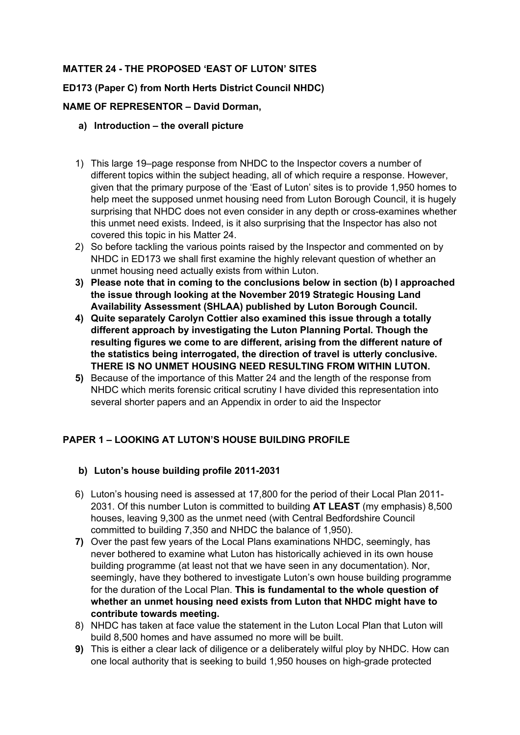**MATTER 24 - THE PROPOSED 'EAST OF LUTON' SITES**

**ED173 (Paper C) from North Herts District Council NHDC)**

**NAME OF REPRESENTOR – David Dorman,**

**a) Introduction – the overall picture**

1) This large 19–page response from NHDC to the Inspector covers a number of different topics within the subject heading, all of which require a response. However, given that the primary purpose of the 'East of Luton' sites is to provide 1,950 homes to help meet the supposed unmet housing need from Luton Borough Council, it is hugely surprising that NHDC does not even consider in any depth or cross-examines whether this unmet need exists. Indeed, is it also surprising that the Inspector has also not covered this topic in his Matter 24.
2) So before tackling the various points raised by the Inspector and commented on by NHDC in ED173 we shall first examine the highly relevant question of whether an unmet housing need actually exists from within Luton.
3) **Please note that in coming to the conclusions below in section (b) I approached the issue through looking at the November 2019 Strategic Housing Land Availability Assessment (SHLAA) published by Luton Borough Council.**
4) **Quite separately Carolyn Cottier also examined this issue through a totally different approach by investigating the Luton Planning Portal. Though the resulting figures we come to are different, arising from the different nature of the statistics being interrogated, the direction of travel is utterly conclusive. THERE IS NO UNMET HOUSING NEED RESULTING FROM WITHIN LUTON.**
5) Because of the importance of this Matter 24 and the length of the response from NHDC which merits forensic critical scrutiny I have divided this representation into several shorter papers and an Appendix in order to aid the Inspector

**PAPER 1 – LOOKING AT LUTON'S HOUSE BUILDING PROFILE**

**b) Luton's house building profile 2011-2031**

6) Luton's housing need is assessed at 17,800 for the period of their Local Plan 2011-2031. Of this number Luton is committed to building **AT LEAST** (my emphasis) 8,500 houses, leaving 9,300 as the unmet need (with Central Bedfordshire Council committed to building 7,350 and NHDC the balance of 1,950).
7) Over the past few years of the Local Plans examinations NHDC, seemingly, has never bothered to examine what Luton has historically achieved in its own house building programme (at least not that we have seen in any documentation). Nor, seemingly, have they bothered to investigate Luton's own house building programme for the duration of the Local Plan. **This is fundamental to the whole question of whether an unmet housing need exists from Luton that NHDC might have to contribute towards meeting.**
8) NHDC has taken at face value the statement in the Luton Local Plan that Luton will build 8,500 homes and have assumed no more will be built.
9) This is either a clear lack of diligence or a deliberately wilful ploy by NHDC. How can one local authority that is seeking to build 1,950 houses on high-grade protected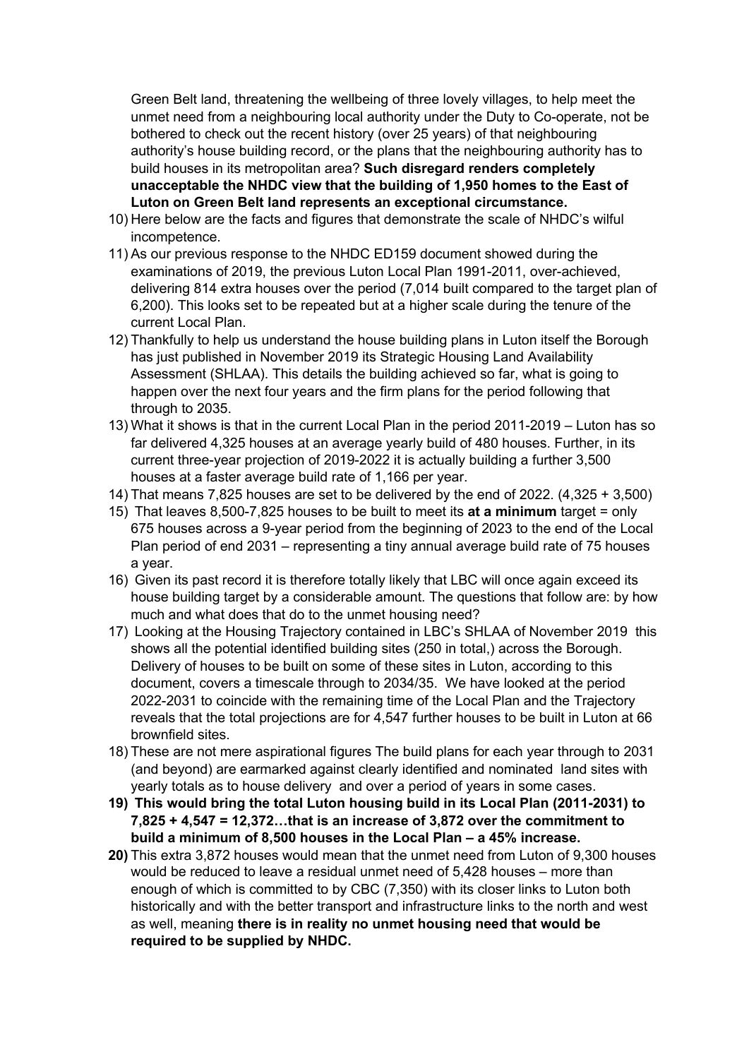Green Belt land, threatening the wellbeing of three lovely villages, to help meet the unmet need from a neighbouring local authority under the Duty to Co-operate, not be bothered to check out the recent history (over 25 years) of that neighbouring authority's house building record, or the plans that the neighbouring authority has to build houses in its metropolitan area? **Such disregard renders completely unacceptable the NHDC view that the building of 1,950 homes to the East of Luton on Green Belt land represents an exceptional circumstance.**

10) Here below are the facts and figures that demonstrate the scale of NHDC's wilful incompetence.
11) As our previous response to the NHDC ED159 document showed during the examinations of 2019, the previous Luton Local Plan 1991-2011, over-achieved, delivering 814 extra houses over the period (7,014 built compared to the target plan of 6,200). This looks set to be repeated but at a higher scale during the tenure of the current Local Plan.
12) Thankfully to help us understand the house building plans in Luton itself the Borough has just published in November 2019 its Strategic Housing Land Availability Assessment (SHLAA). This details the building achieved so far, what is going to happen over the next four years and the firm plans for the period following that through to 2035.
13) What it shows is that in the current Local Plan in the period 2011-2019 – Luton has so far delivered 4,325 houses at an average yearly build of 480 houses. Further, in its current three-year projection of 2019-2022 it is actually building a further 3,500 houses at a faster average build rate of 1,166 per year.
14) That means 7,825 houses are set to be delivered by the end of 2022. (4,325 + 3,500)
15) That leaves 8,500-7,825 houses to be built to meet its **at a minimum** target = only 675 houses across a 9-year period from the beginning of 2023 to the end of the Local Plan period of end 2031 – representing a tiny annual average build rate of 75 houses a year.
16) Given its past record it is therefore totally likely that LBC will once again exceed its house building target by a considerable amount. The questions that follow are: by how much and what does that do to the unmet housing need?
17) Looking at the Housing Trajectory contained in LBC's SHLAA of November 2019 this shows all the potential identified building sites (250 in total,) across the Borough. Delivery of houses to be built on some of these sites in Luton, according to this document, covers a timescale through to 2034/35. We have looked at the period 2022-2031 to coincide with the remaining time of the Local Plan and the Trajectory reveals that the total projections are for 4,547 further houses to be built in Luton at 66 brownfield sites.
18) These are not mere aspirational figures The build plans for each year through to 2031 (and beyond) are earmarked against clearly identified and nominated land sites with yearly totals as to house delivery and over a period of years in some cases.
19) **This would bring the total Luton housing build in its Local Plan (2011-2031) to 7,825 + 4,547 = 12,372…that is an increase of 3,872 over the commitment to build a minimum of 8,500 houses in the Local Plan – a 45% increase.**
20) This extra 3,872 houses would mean that the unmet need from Luton of 9,300 houses would be reduced to leave a residual unmet need of 5,428 houses – more than enough of which is committed to by CBC (7,350) with its closer links to Luton both historically and with the better transport and infrastructure links to the north and west as well, meaning **there is in reality no unmet housing need that would be required to be supplied by NHDC.**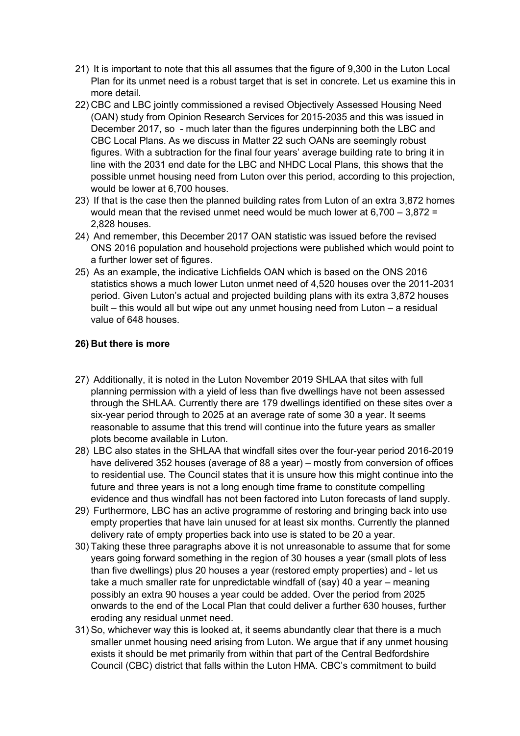21) It is important to note that this all assumes that the figure of 9,300 in the Luton Local Plan for its unmet need is a robust target that is set in concrete. Let us examine this in more detail.

22) CBC and LBC jointly commissioned a revised Objectively Assessed Housing Need (OAN) study from Opinion Research Services for 2015-2035 and this was issued in December 2017, so - much later than the figures underpinning both the LBC and CBC Local Plans. As we discuss in Matter 22 such OANs are seemingly robust figures. With a subtraction for the final four years' average building rate to bring it in line with the 2031 end date for the LBC and NHDC Local Plans, this shows that the possible unmet housing need from Luton over this period, according to this projection, would be lower at 6,700 houses.

23) If that is the case then the planned building rates from Luton of an extra 3,872 homes would mean that the revised unmet need would be much lower at 6,700 – 3,872 = 2,828 houses.

24) And remember, this December 2017 OAN statistic was issued before the revised ONS 2016 population and household projections were published which would point to a further lower set of figures.

25) As an example, the indicative Lichfields OAN which is based on the ONS 2016 statistics shows a much lower Luton unmet need of 4,520 houses over the 2011-2031 period. Given Luton's actual and projected building plans with its extra 3,872 houses built – this would all but wipe out any unmet housing need from Luton – a residual value of 648 houses.

**26) But there is more**

27) Additionally, it is noted in the Luton November 2019 SHLAA that sites with full planning permission with a yield of less than five dwellings have not been assessed through the SHLAA. Currently there are 179 dwellings identified on these sites over a six-year period through to 2025 at an average rate of some 30 a year. It seems reasonable to assume that this trend will continue into the future years as smaller plots become available in Luton.

28) LBC also states in the SHLAA that windfall sites over the four-year period 2016-2019 have delivered 352 houses (average of 88 a year) – mostly from conversion of offices to residential use. The Council states that it is unsure how this might continue into the future and three years is not a long enough time frame to constitute compelling evidence and thus windfall has not been factored into Luton forecasts of land supply.

29) Furthermore, LBC has an active programme of restoring and bringing back into use empty properties that have lain unused for at least six months. Currently the planned delivery rate of empty properties back into use is stated to be 20 a year.

30) Taking these three paragraphs above it is not unreasonable to assume that for some years going forward something in the region of 30 houses a year (small plots of less than five dwellings) plus 20 houses a year (restored empty properties) and - let us take a much smaller rate for unpredictable windfall of (say) 40 a year – meaning possibly an extra 90 houses a year could be added. Over the period from 2025 onwards to the end of the Local Plan that could deliver a further 630 houses, further eroding any residual unmet need.

31) So, whichever way this is looked at, it seems abundantly clear that there is a much smaller unmet housing need arising from Luton. We argue that if any unmet housing exists it should be met primarily from within that part of the Central Bedfordshire Council (CBC) district that falls within the Luton HMA. CBC's commitment to build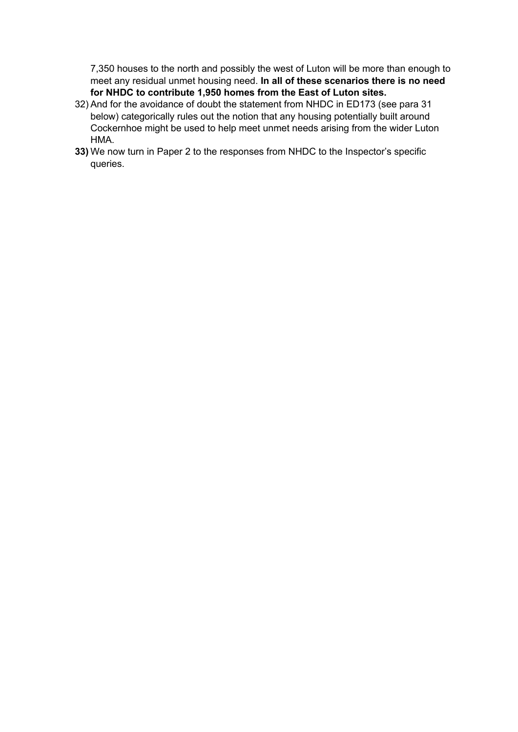7,350 houses to the north and possibly the west of Luton will be more than enough to meet any residual unmet housing need. **In all of these scenarios there is no need for NHDC to contribute 1,950 homes from the East of Luton sites.**

32) And for the avoidance of doubt the statement from NHDC in ED173 (see para 31 below) categorically rules out the notion that any housing potentially built around Cockernhoe might be used to help meet unmet needs arising from the wider Luton HMA.

**33)** We now turn in Paper 2 to the responses from NHDC to the Inspector's specific queries.